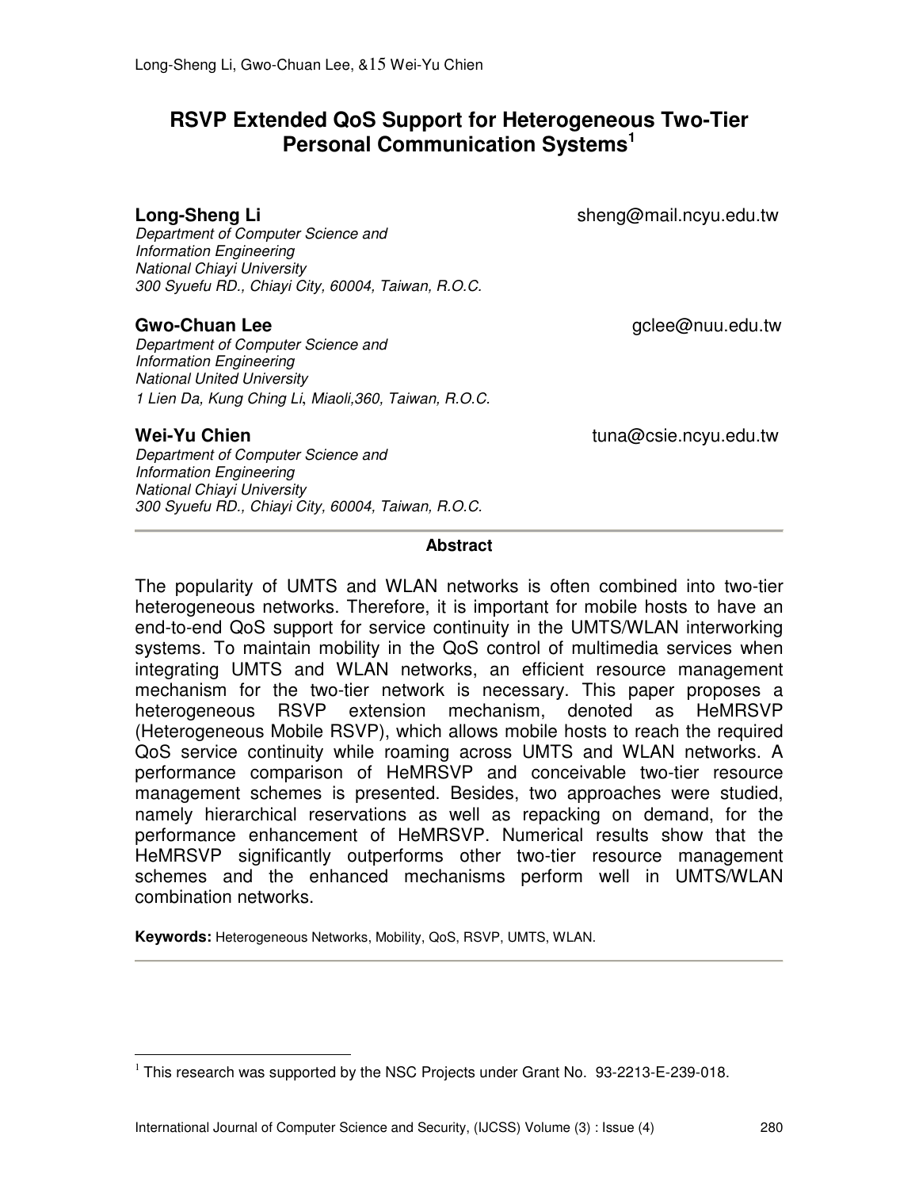# RSVP Extended QoS Support for Heterogeneous Two-Tier Personal Communication Systems[1]

**Long-Sheng Li** sheng@mail.ncyu.edu.tw

*Department of Computer Science and Information Engineering*
*National Chiayi University*
*300 Syuefu RD., Chiayi City, 60004, Taiwan, R.O.C.*

**Gwo-Chuan Lee** gclee@nuu.edu.tw

*Department of Computer Science and Information Engineering*
*National United University*
*1 Lien Da, Kung Ching Li, Miaoli,360, Taiwan, R.O.C.*

**Wei-Yu Chien** tuna@csie.ncyu.edu.tw

*Department of Computer Science and Information Engineering*
*National Chiayi University*
*300 Syuefu RD., Chiayi City, 60004, Taiwan, R.O.C.*

---

## Abstract

The popularity of UMTS and WLAN networks is often combined into two-tier heterogeneous networks. Therefore, it is important for mobile hosts to have an end-to-end QoS support for service continuity in the UMTS/WLAN interworking systems. To maintain mobility in the QoS control of multimedia services when integrating UMTS and WLAN networks, an efficient resource management mechanism for the two-tier network is necessary. This paper proposes a heterogeneous RSVP extension mechanism, denoted as HeMRSVP (Heterogeneous Mobile RSVP), which allows mobile hosts to reach the required QoS service continuity while roaming across UMTS and WLAN networks. A performance comparison of HeMRSVP and conceivable two-tier resource management schemes is presented. Besides, two approaches were studied, namely hierarchical reservations as well as repacking on demand, for the performance enhancement of HeMRSVP. Numerical results show that the HeMRSVP significantly outperforms other two-tier resource management schemes and the enhanced mechanisms perform well in UMTS/WLAN combination networks.

**Keywords:** Heterogeneous Networks, Mobility, QoS, RSVP, UMTS, WLAN.

---

[1] This research was supported by the NSC Projects under Grant No. 93-2213-E-239-018.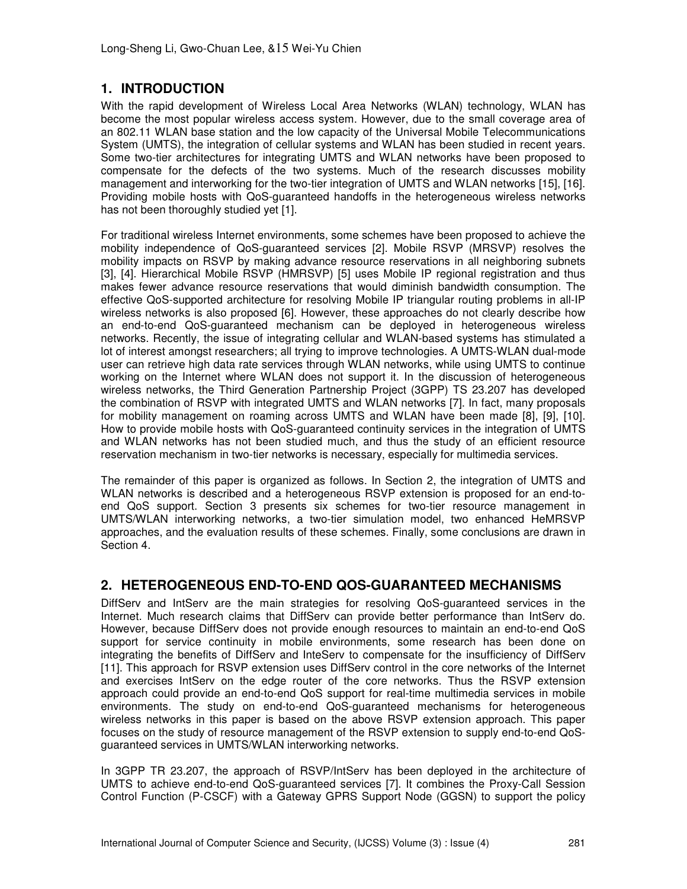## 1. INTRODUCTION

With the rapid development of Wireless Local Area Networks (WLAN) technology, WLAN has become the most popular wireless access system. However, due to the small coverage area of an 802.11 WLAN base station and the low capacity of the Universal Mobile Telecommunications System (UMTS), the integration of cellular systems and WLAN has been studied in recent years. Some two-tier architectures for integrating UMTS and WLAN networks have been proposed to compensate for the defects of the two systems. Much of the research discusses mobility management and interworking for the two-tier integration of UMTS and WLAN networks [15], [16]. Providing mobile hosts with QoS-guaranteed handoffs in the heterogeneous wireless networks has not been thoroughly studied yet [1].

For traditional wireless Internet environments, some schemes have been proposed to achieve the mobility independence of QoS-guaranteed services [2]. Mobile RSVP (MRSVP) resolves the mobility impacts on RSVP by making advance resource reservations in all neighboring subnets [3], [4]. Hierarchical Mobile RSVP (HMRSVP) [5] uses Mobile IP regional registration and thus makes fewer advance resource reservations that would diminish bandwidth consumption. The effective QoS-supported architecture for resolving Mobile IP triangular routing problems in all-IP wireless networks is also proposed [6]. However, these approaches do not clearly describe how an end-to-end QoS-guaranteed mechanism can be deployed in heterogeneous wireless networks. Recently, the issue of integrating cellular and WLAN-based systems has stimulated a lot of interest amongst researchers; all trying to improve technologies. A UMTS-WLAN dual-mode user can retrieve high data rate services through WLAN networks, while using UMTS to continue working on the Internet where WLAN does not support it. In the discussion of heterogeneous wireless networks, the Third Generation Partnership Project (3GPP) TS 23.207 has developed the combination of RSVP with integrated UMTS and WLAN networks [7]. In fact, many proposals for mobility management on roaming across UMTS and WLAN have been made [8], [9], [10]. How to provide mobile hosts with QoS-guaranteed continuity services in the integration of UMTS and WLAN networks has not been studied much, and thus the study of an efficient resource reservation mechanism in two-tier networks is necessary, especially for multimedia services.

The remainder of this paper is organized as follows. In Section 2, the integration of UMTS and WLAN networks is described and a heterogeneous RSVP extension is proposed for an end-to-end QoS support. Section 3 presents six schemes for two-tier resource management in UMTS/WLAN interworking networks, a two-tier simulation model, two enhanced HeMRSVP approaches, and the evaluation results of these schemes. Finally, some conclusions are drawn in Section 4.

## 2. HETEROGENEOUS END-TO-END QOS-GUARANTEED MECHANISMS

DiffServ and IntServ are the main strategies for resolving QoS-guaranteed services in the Internet. Much research claims that DiffServ can provide better performance than IntServ do. However, because DiffServ does not provide enough resources to maintain an end-to-end QoS support for service continuity in mobile environments, some research has been done on integrating the benefits of DiffServ and InteServ to compensate for the insufficiency of DiffServ [11]. This approach for RSVP extension uses DiffServ control in the core networks of the Internet and exercises IntServ on the edge router of the core networks. Thus the RSVP extension approach could provide an end-to-end QoS support for real-time multimedia services in mobile environments. The study on end-to-end QoS-guaranteed mechanisms for heterogeneous wireless networks in this paper is based on the above RSVP extension approach. This paper focuses on the study of resource management of the RSVP extension to supply end-to-end QoS-guaranteed services in UMTS/WLAN interworking networks.

In 3GPP TR 23.207, the approach of RSVP/IntServ has been deployed in the architecture of UMTS to achieve end-to-end QoS-guaranteed services [7]. It combines the Proxy-Call Session Control Function (P-CSCF) with a Gateway GPRS Support Node (GGSN) to support the policy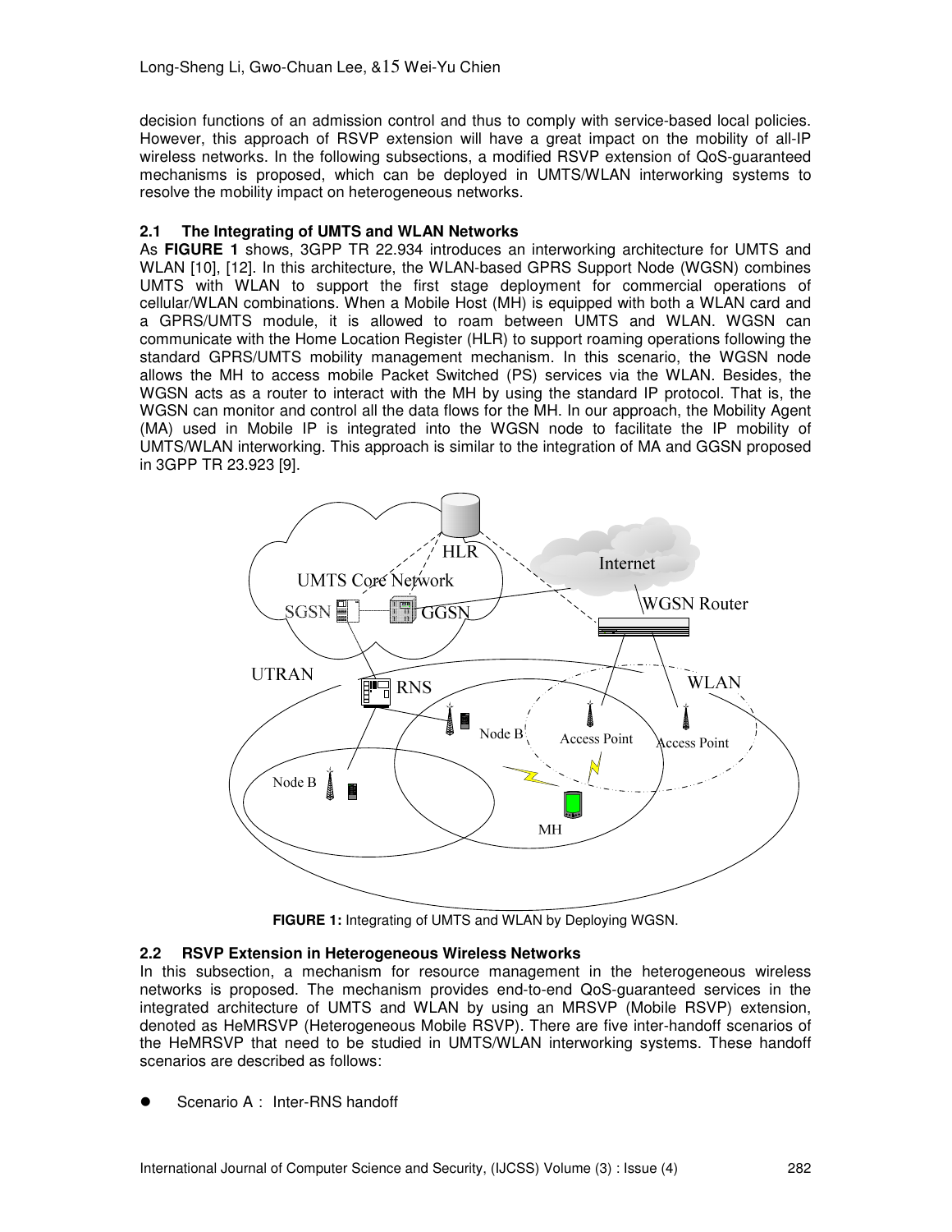decision functions of an admission control and thus to comply with service-based local policies. However, this approach of RSVP extension will have a great impact on the mobility of all-IP wireless networks. In the following subsections, a modified RSVP extension of QoS-guaranteed mechanisms is proposed, which can be deployed in UMTS/WLAN interworking systems to resolve the mobility impact on heterogeneous networks.

### 2.1 The Integrating of UMTS and WLAN Networks

As **FIGURE 1** shows, 3GPP TR 22.934 introduces an interworking architecture for UMTS and WLAN [10], [12]. In this architecture, the WLAN-based GPRS Support Node (WGSN) combines UMTS with WLAN to support the first stage deployment for commercial operations of cellular/WLAN combinations. When a Mobile Host (MH) is equipped with both a WLAN card and a GPRS/UMTS module, it is allowed to roam between UMTS and WLAN. WGSN can communicate with the Home Location Register (HLR) to support roaming operations following the standard GPRS/UMTS mobility management mechanism. In this scenario, the WGSN node allows the MH to access mobile Packet Switched (PS) services via the WLAN. Besides, the WGSN acts as a router to interact with the MH by using the standard IP protocol. That is, the WGSN can monitor and control all the data flows for the MH. In our approach, the Mobility Agent (MA) used in Mobile IP is integrated into the WGSN node to facilitate the IP mobility of UMTS/WLAN interworking. This approach is similar to the integration of MA and GGSN proposed in 3GPP TR 23.923 [9].

**FIGURE 1:** Integrating of UMTS and WLAN by Deploying WGSN.

### 2.2 RSVP Extension in Heterogeneous Wireless Networks

In this subsection, a mechanism for resource management in the heterogeneous wireless networks is proposed. The mechanism provides end-to-end QoS-guaranteed services in the integrated architecture of UMTS and WLAN by using an MRSVP (Mobile RSVP) extension, denoted as HeMRSVP (Heterogeneous Mobile RSVP). There are five inter-handoff scenarios of the HeMRSVP that need to be studied in UMTS/WLAN interworking systems. These handoff scenarios are described as follows:

- Scenario A : Inter-RNS handoff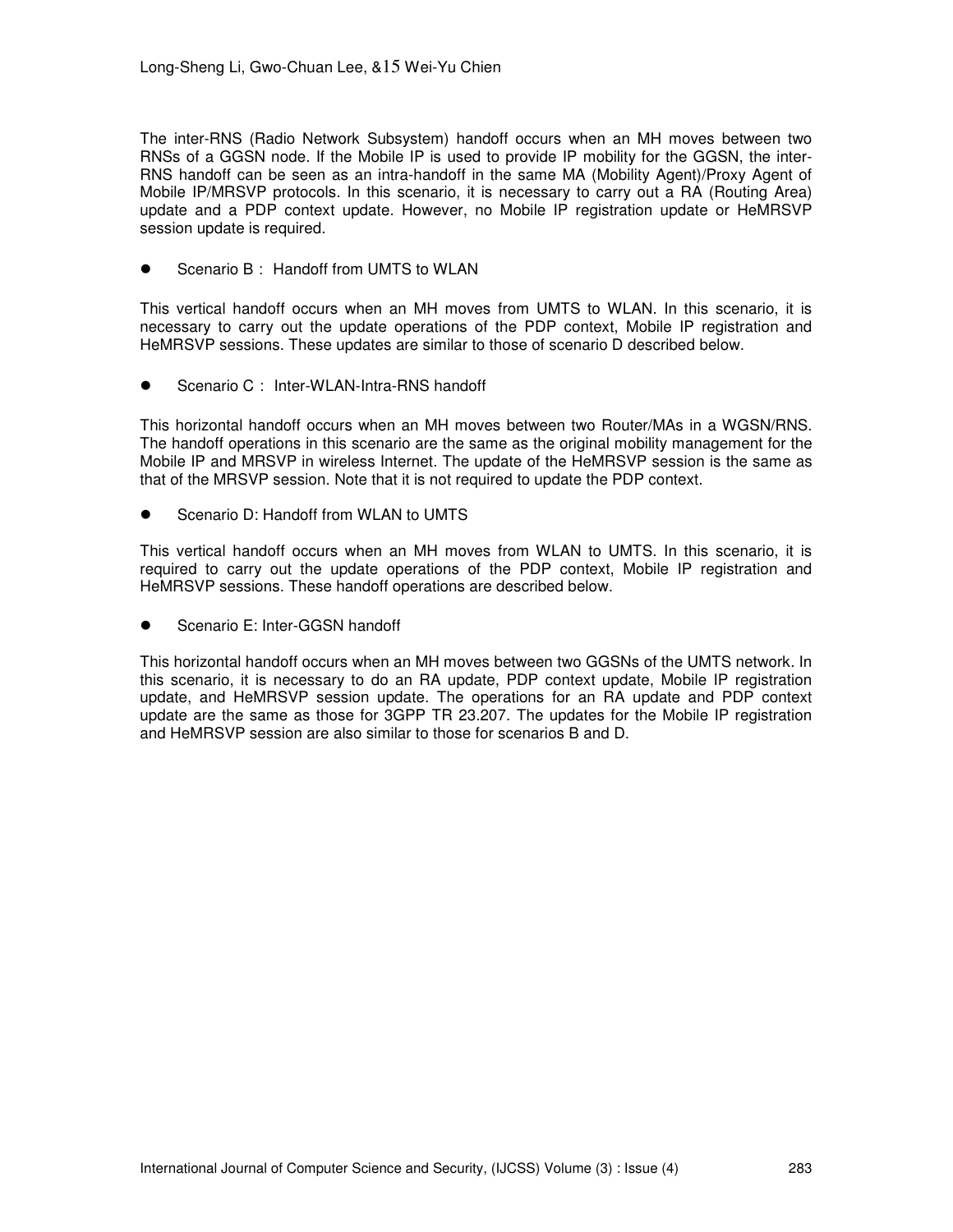The inter-RNS (Radio Network Subsystem) handoff occurs when an MH moves between two RNSs of a GGSN node. If the Mobile IP is used to provide IP mobility for the GGSN, the inter-RNS handoff can be seen as an intra-handoff in the same MA (Mobility Agent)/Proxy Agent of Mobile IP/MRSVP protocols. In this scenario, it is necessary to carry out a RA (Routing Area) update and a PDP context update. However, no Mobile IP registration update or HeMRSVP session update is required.

- Scenario B : Handoff from UMTS to WLAN

This vertical handoff occurs when an MH moves from UMTS to WLAN. In this scenario, it is necessary to carry out the update operations of the PDP context, Mobile IP registration and HeMRSVP sessions. These updates are similar to those of scenario D described below.

- Scenario C : Inter-WLAN-Intra-RNS handoff

This horizontal handoff occurs when an MH moves between two Router/MAs in a WGSN/RNS. The handoff operations in this scenario are the same as the original mobility management for the Mobile IP and MRSVP in wireless Internet. The update of the HeMRSVP session is the same as that of the MRSVP session. Note that it is not required to update the PDP context.

- Scenario D: Handoff from WLAN to UMTS

This vertical handoff occurs when an MH moves from WLAN to UMTS. In this scenario, it is required to carry out the update operations of the PDP context, Mobile IP registration and HeMRSVP sessions. These handoff operations are described below.

- Scenario E: Inter-GGSN handoff

This horizontal handoff occurs when an MH moves between two GGSNs of the UMTS network. In this scenario, it is necessary to do an RA update, PDP context update, Mobile IP registration update, and HeMRSVP session update. The operations for an RA update and PDP context update are the same as those for 3GPP TR 23.207. The updates for the Mobile IP registration and HeMRSVP session are also similar to those for scenarios B and D.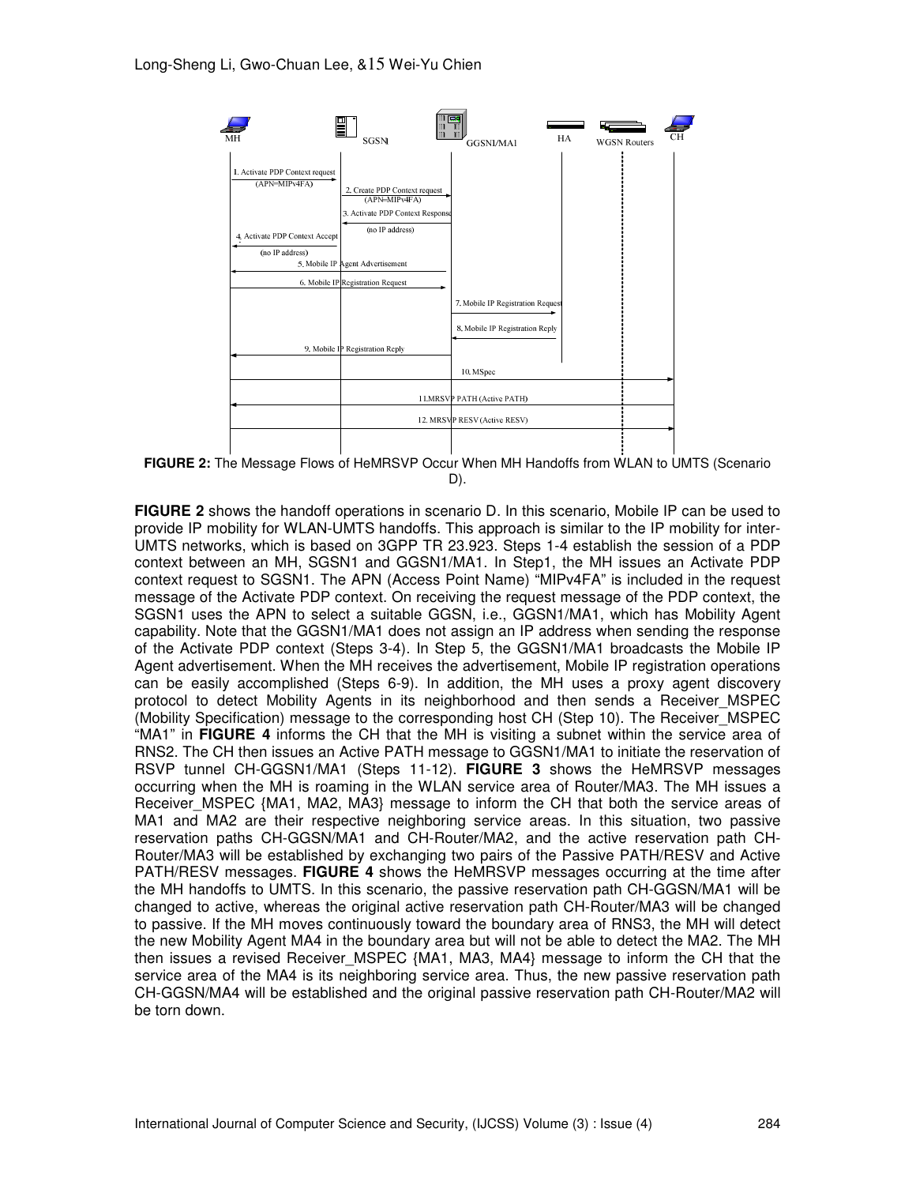**FIGURE 2:** The Message Flows of HeMRSVP Occur When MH Handoffs from WLAN to UMTS (Scenario D).

**FIGURE 2** shows the handoff operations in scenario D. In this scenario, Mobile IP can be used to provide IP mobility for WLAN-UMTS handoffs. This approach is similar to the IP mobility for inter-UMTS networks, which is based on 3GPP TR 23.923. Steps 1-4 establish the session of a PDP context between an MH, SGSN1 and GGSN1/MA1. In Step1, the MH issues an Activate PDP context request to SGSN1. The APN (Access Point Name) "MIPv4FA" is included in the request message of the Activate PDP context. On receiving the request message of the PDP context, the SGSN1 uses the APN to select a suitable GGSN, i.e., GGSN1/MA1, which has Mobility Agent capability. Note that the GGSN1/MA1 does not assign an IP address when sending the response of the Activate PDP context (Steps 3-4). In Step 5, the GGSN1/MA1 broadcasts the Mobile IP Agent advertisement. When the MH receives the advertisement, Mobile IP registration operations can be easily accomplished (Steps 6-9). In addition, the MH uses a proxy agent discovery protocol to detect Mobility Agents in its neighborhood and then sends a Receiver_MSPEC (Mobility Specification) message to the corresponding host CH (Step 10). The Receiver_MSPEC "MA1" in **FIGURE 4** informs the CH that the MH is visiting a subnet within the service area of RNS2. The CH then issues an Active PATH message to GGSN1/MA1 to initiate the reservation of RSVP tunnel CH-GGSN1/MA1 (Steps 11-12). **FIGURE 3** shows the HeMRSVP messages occurring when the MH is roaming in the WLAN service area of Router/MA3. The MH issues a Receiver_MSPEC {MA1, MA2, MA3} message to inform the CH that both the service areas of MA1 and MA2 are their respective neighboring service areas. In this situation, two passive reservation paths CH-GGSN/MA1 and CH-Router/MA2, and the active reservation path CH-Router/MA3 will be established by exchanging two pairs of the Passive PATH/RESV and Active PATH/RESV messages. **FIGURE 4** shows the HeMRSVP messages occurring at the time after the MH handoffs to UMTS. In this scenario, the passive reservation path CH-GGSN/MA1 will be changed to active, whereas the original active reservation path CH-Router/MA3 will be changed to passive. If the MH moves continuously toward the boundary area of RNS3, the MH will detect the new Mobility Agent MA4 in the boundary area but will not be able to detect the MA2. The MH then issues a revised Receiver_MSPEC {MA1, MA3, MA4} message to inform the CH that the service area of the MA4 is its neighboring service area. Thus, the new passive reservation path CH-GGSN/MA4 will be established and the original passive reservation path CH-Router/MA2 will be torn down.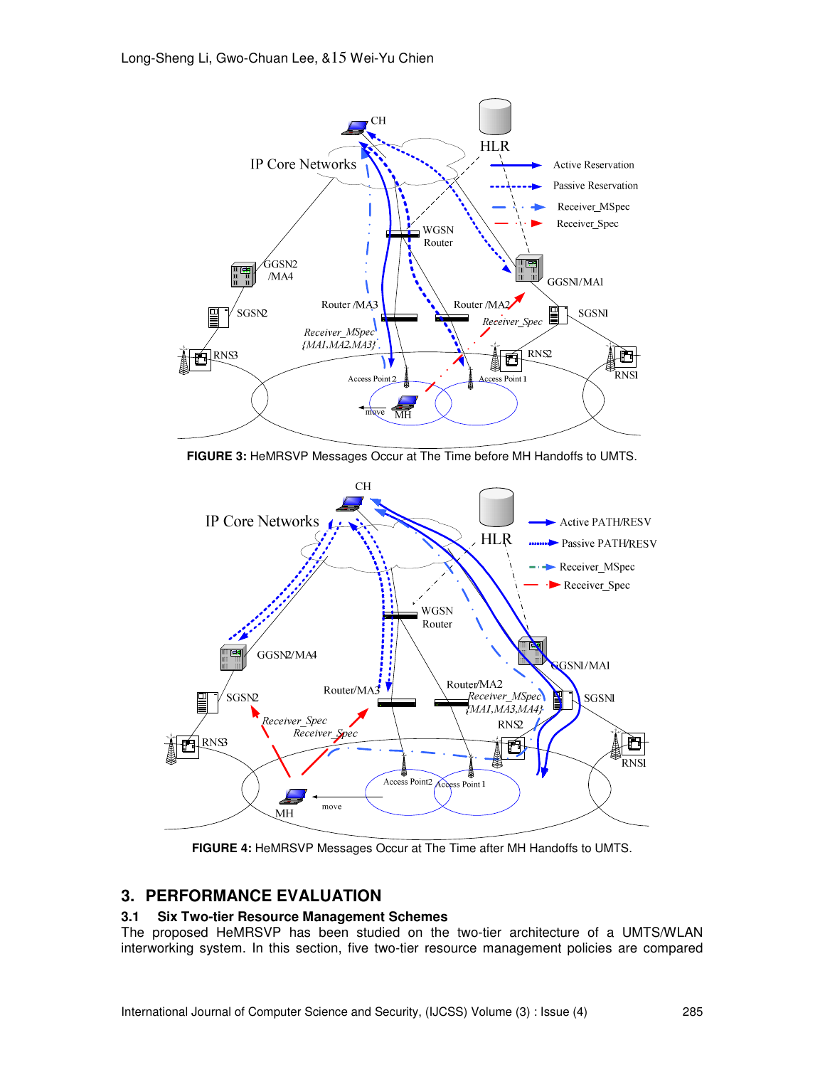**FIGURE 3:** HeMRSVP Messages Occur at The Time before MH Handoffs to UMTS.

**FIGURE 4:** HeMRSVP Messages Occur at The Time after MH Handoffs to UMTS.

## 3. PERFORMANCE EVALUATION

### 3.1 Six Two-tier Resource Management Schemes

The proposed HeMRSVP has been studied on the two-tier architecture of a UMTS/WLAN interworking system. In this section, five two-tier resource management policies are compared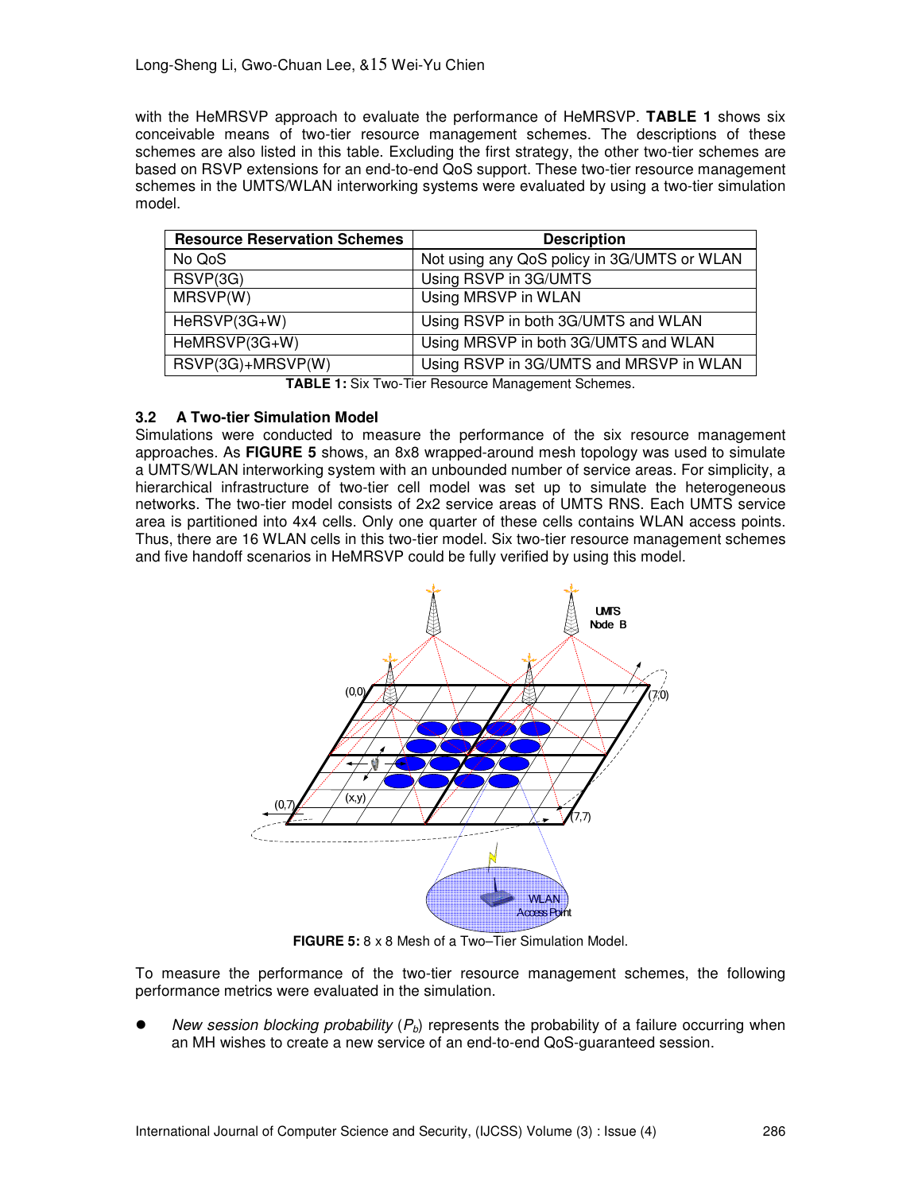with the HeMRSVP approach to evaluate the performance of HeMRSVP. **TABLE 1** shows six conceivable means of two-tier resource management schemes. The descriptions of these schemes are also listed in this table. Excluding the first strategy, the other two-tier schemes are based on RSVP extensions for an end-to-end QoS support. These two-tier resource management schemes in the UMTS/WLAN interworking systems were evaluated by using a two-tier simulation model.

| Resource Reservation Schemes | Description |
|---|---|
| No QoS | Not using any QoS policy in 3G/UMTS or WLAN |
| RSVP(3G) | Using RSVP in 3G/UMTS |
| MRSVP(W) | Using MRSVP in WLAN |
| HeRSVP(3G+W) | Using RSVP in both 3G/UMTS and WLAN |
| HeMRSVP(3G+W) | Using MRSVP in both 3G/UMTS and WLAN |
| RSVP(3G)+MRSVP(W) | Using RSVP in 3G/UMTS and MRSVP in WLAN |

**TABLE 1:** Six Two-Tier Resource Management Schemes.

### 3.2 A Two-tier Simulation Model

Simulations were conducted to measure the performance of the six resource management approaches. As **FIGURE 5** shows, an 8x8 wrapped-around mesh topology was used to simulate a UMTS/WLAN interworking system with an unbounded number of service areas. For simplicity, a hierarchical infrastructure of two-tier cell model was set up to simulate the heterogeneous networks. The two-tier model consists of 2x2 service areas of UMTS RNS. Each UMTS service area is partitioned into 4x4 cells. Only one quarter of these cells contains WLAN access points. Thus, there are 16 WLAN cells in this two-tier model. Six two-tier resource management schemes and five handoff scenarios in HeMRSVP could be fully verified by using this model.

**FIGURE 5:** 8 x 8 Mesh of a Two–Tier Simulation Model.

To measure the performance of the two-tier resource management schemes, the following performance metrics were evaluated in the simulation.

- *New session blocking probability* ($P_b$) represents the probability of a failure occurring when an MH wishes to create a new service of an end-to-end QoS-guaranteed session.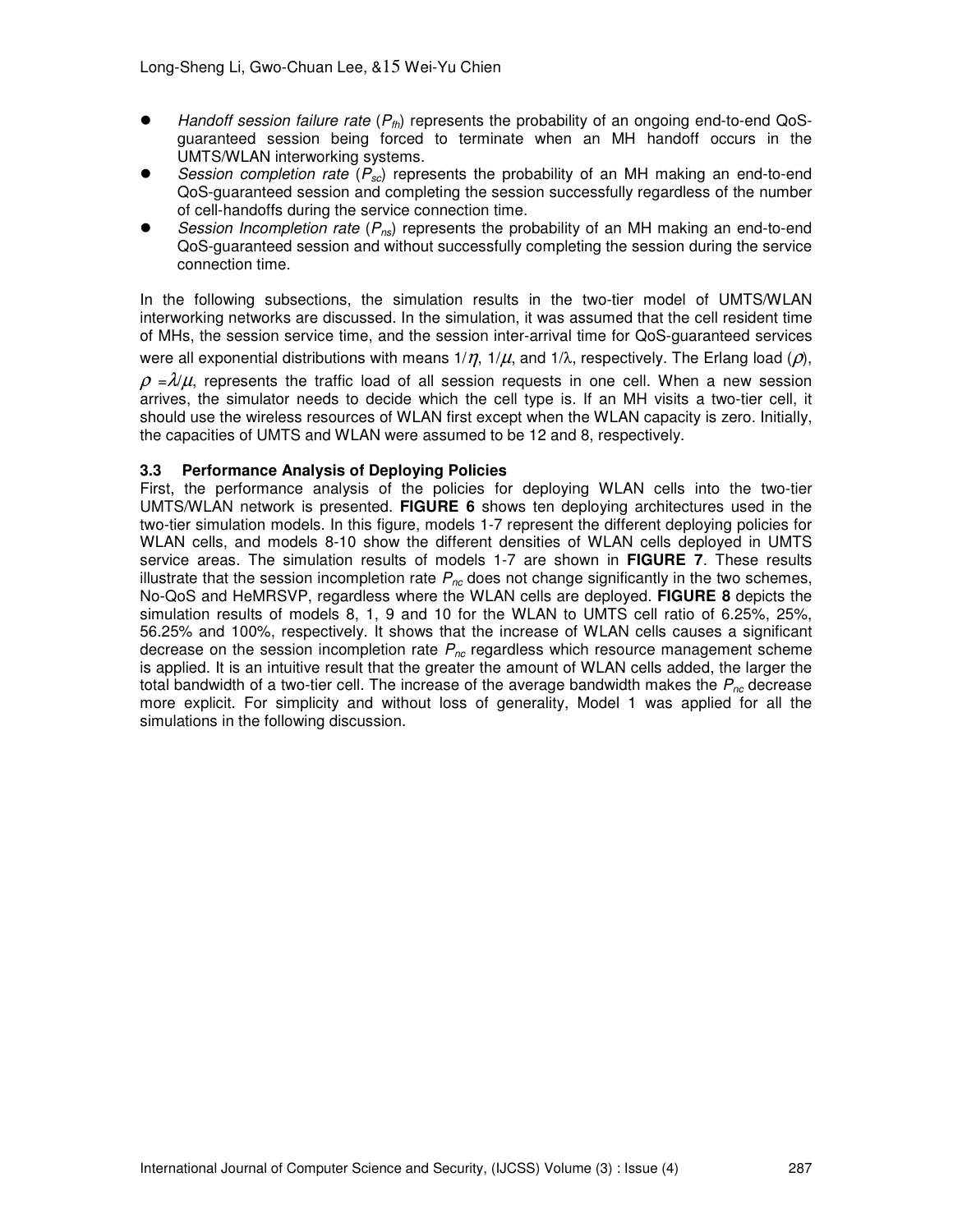- *Handoff session failure rate* ($P_{fh}$) represents the probability of an ongoing end-to-end QoS-guaranteed session being forced to terminate when an MH handoff occurs in the UMTS/WLAN interworking systems.
- *Session completion rate* ($P_{sc}$) represents the probability of an MH making an end-to-end QoS-guaranteed session and completing the session successfully regardless of the number of cell-handoffs during the service connection time.
- *Session Incompletion rate* ($P_{ns}$) represents the probability of an MH making an end-to-end QoS-guaranteed session and without successfully completing the session during the service connection time.

In the following subsections, the simulation results in the two-tier model of UMTS/WLAN interworking networks are discussed. In the simulation, it was assumed that the cell resident time of MHs, the session service time, and the session inter-arrival time for QoS-guaranteed services were all exponential distributions with means $1/\eta$, $1/\mu$, and $1/\lambda$, respectively. The Erlang load ($\rho$), $\rho = \lambda/\mu$, represents the traffic load of all session requests in one cell. When a new session arrives, the simulator needs to decide which the cell type is. If an MH visits a two-tier cell, it should use the wireless resources of WLAN first except when the WLAN capacity is zero. Initially, the capacities of UMTS and WLAN were assumed to be 12 and 8, respectively.

### 3.3 Performance Analysis of Deploying Policies

First, the performance analysis of the policies for deploying WLAN cells into the two-tier UMTS/WLAN network is presented. **FIGURE 6** shows ten deploying architectures used in the two-tier simulation models. In this figure, models 1-7 represent the different deploying policies for WLAN cells, and models 8-10 show the different densities of WLAN cells deployed in UMTS service areas. The simulation results of models 1-7 are shown in **FIGURE 7**. These results illustrate that the session incompletion rate $P_{nc}$ does not change significantly in the two schemes, No-QoS and HeMRSVP, regardless where the WLAN cells are deployed. **FIGURE 8** depicts the simulation results of models 8, 1, 9 and 10 for the WLAN to UMTS cell ratio of 6.25%, 25%, 56.25% and 100%, respectively. It shows that the increase of WLAN cells causes a significant decrease on the session incompletion rate $P_{nc}$ regardless which resource management scheme is applied. It is an intuitive result that the greater the amount of WLAN cells added, the larger the total bandwidth of a two-tier cell. The increase of the average bandwidth makes the $P_{nc}$ decrease more explicit. For simplicity and without loss of generality, Model 1 was applied for all the simulations in the following discussion.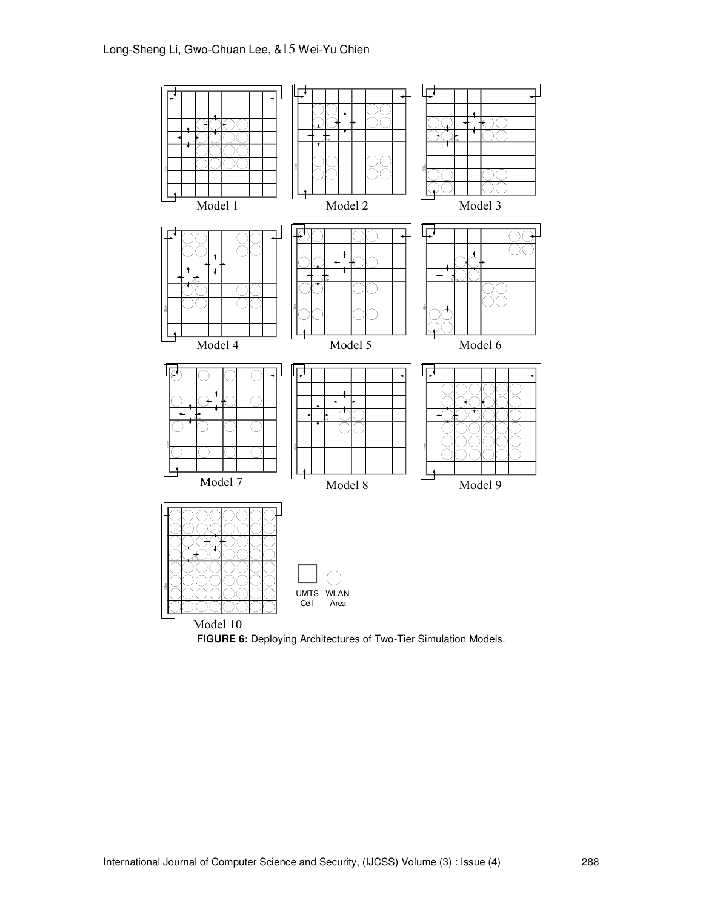Model 1

Model 2

Model 3

Model 4

Model 5

Model 6

Model 7

Model 8

Model 9

Model 10

UMTS Cell

WLAN Area

**FIGURE 6:** Deploying Architectures of Two-Tier Simulation Models.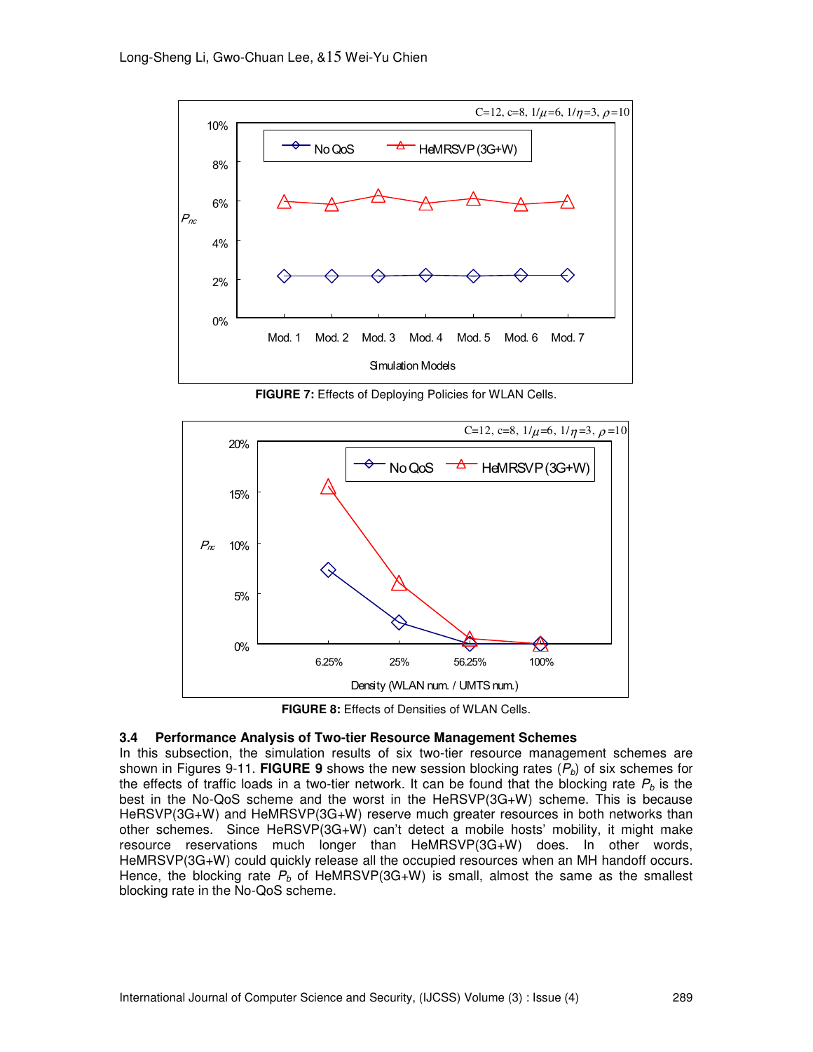**FIGURE 7:** Effects of Deploying Policies for WLAN Cells.

**FIGURE 8:** Effects of Densities of WLAN Cells.

### 3.4 Performance Analysis of Two-tier Resource Management Schemes

In this subsection, the simulation results of six two-tier resource management schemes are shown in Figures 9-11. **FIGURE 9** shows the new session blocking rates ($P_b$) of six schemes for the effects of traffic loads in a two-tier network. It can be found that the blocking rate $P_b$ is the best in the No-QoS scheme and the worst in the HeRSVP(3G+W) scheme. This is because HeRSVP(3G+W) and HeMRSVP(3G+W) reserve much greater resources in both networks than other schemes. Since HeRSVP(3G+W) can't detect a mobile hosts' mobility, it might make resource reservations much longer than HeMRSVP(3G+W) does. In other words, HeMRSVP(3G+W) could quickly release all the occupied resources when an MH handoff occurs. Hence, the blocking rate $P_b$ of HeMRSVP(3G+W) is small, almost the same as the smallest blocking rate in the No-QoS scheme.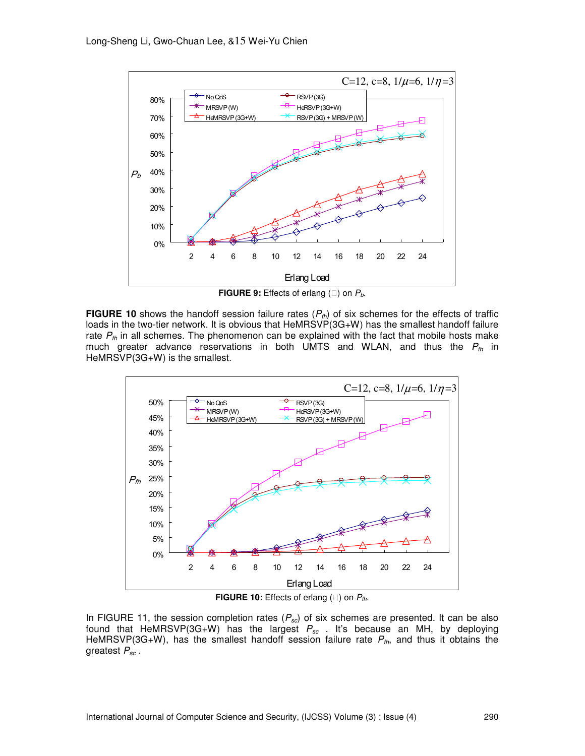**FIGURE 9:** Effects of erlang (□) on $P_b$.

**FIGURE 10** shows the handoff session failure rates ($P_{fh}$) of six schemes for the effects of traffic loads in the two-tier network. It is obvious that HeMRSVP(3G+W) has the smallest handoff failure rate $P_{fh}$ in all schemes. The phenomenon can be explained with the fact that mobile hosts make much greater advance reservations in both UMTS and WLAN, and thus the $P_{fh}$ in HeMRSVP(3G+W) is the smallest.

**FIGURE 10:** Effects of erlang (□) on $P_{fh}$.

In FIGURE 11, the session completion rates ($P_{sc}$) of six schemes are presented. It can be also found that HeMRSVP(3G+W) has the largest $P_{sc}$ . It's because an MH, by deploying HeMRSVP(3G+W), has the smallest handoff session failure rate $P_{fh}$, and thus it obtains the greatest $P_{sc}$ .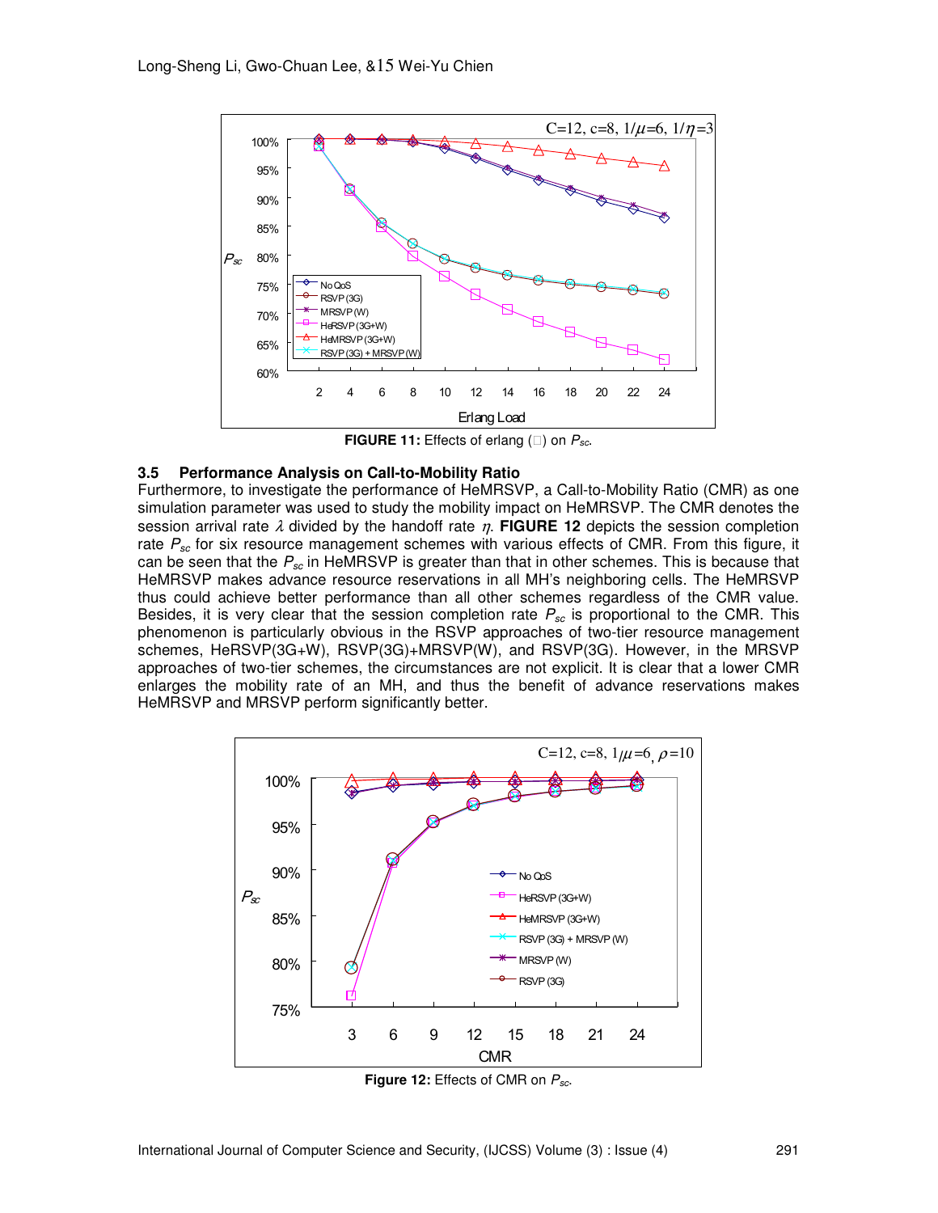**FIGURE 11:** Effects of erlang (□) on $P_{sc}$.

### 3.5 Performance Analysis on Call-to-Mobility Ratio

Furthermore, to investigate the performance of HeMRSVP, a Call-to-Mobility Ratio (CMR) as one simulation parameter was used to study the mobility impact on HeMRSVP. The CMR denotes the session arrival rate $\lambda$ divided by the handoff rate $\eta$. **FIGURE 12** depicts the session completion rate $P_{sc}$ for six resource management schemes with various effects of CMR. From this figure, it can be seen that the $P_{sc}$ in HeMRSVP is greater than that in other schemes. This is because that HeMRSVP makes advance resource reservations in all MH's neighboring cells. The HeMRSVP thus could achieve better performance than all other schemes regardless of the CMR value. Besides, it is very clear that the session completion rate $P_{sc}$ is proportional to the CMR. This phenomenon is particularly obvious in the RSVP approaches of two-tier resource management schemes, HeRSVP(3G+W), RSVP(3G)+MRSVP(W), and RSVP(3G). However, in the MRSVP approaches of two-tier schemes, the circumstances are not explicit. It is clear that a lower CMR enlarges the mobility rate of an MH, and thus the benefit of advance reservations makes HeMRSVP and MRSVP perform significantly better.

**Figure 12:** Effects of CMR on $P_{sc}$.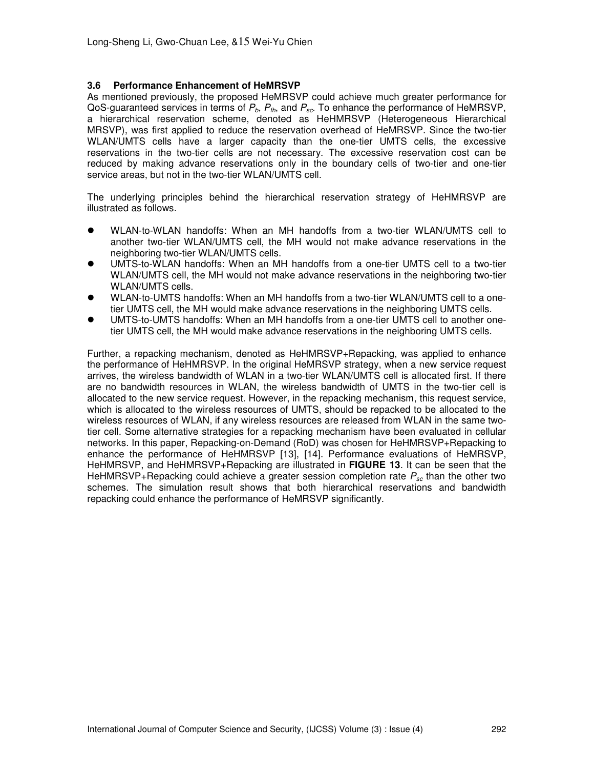### 3.6 Performance Enhancement of HeMRSVP

As mentioned previously, the proposed HeMRSVP could achieve much greater performance for QoS-guaranteed services in terms of $P_b$, $P_{fh}$, and $P_{sc}$. To enhance the performance of HeMRSVP, a hierarchical reservation scheme, denoted as HeHMRSVP (Heterogeneous Hierarchical MRSVP), was first applied to reduce the reservation overhead of HeMRSVP. Since the two-tier WLAN/UMTS cells have a larger capacity than the one-tier UMTS cells, the excessive reservations in the two-tier cells are not necessary. The excessive reservation cost can be reduced by making advance reservations only in the boundary cells of two-tier and one-tier service areas, but not in the two-tier WLAN/UMTS cell.

The underlying principles behind the hierarchical reservation strategy of HeHMRSVP are illustrated as follows.

- WLAN-to-WLAN handoffs: When an MH handoffs from a two-tier WLAN/UMTS cell to another two-tier WLAN/UMTS cell, the MH would not make advance reservations in the neighboring two-tier WLAN/UMTS cells.
- UMTS-to-WLAN handoffs: When an MH handoffs from a one-tier UMTS cell to a two-tier WLAN/UMTS cell, the MH would not make advance reservations in the neighboring two-tier WLAN/UMTS cells.
- WLAN-to-UMTS handoffs: When an MH handoffs from a two-tier WLAN/UMTS cell to a one-tier UMTS cell, the MH would make advance reservations in the neighboring UMTS cells.
- UMTS-to-UMTS handoffs: When an MH handoffs from a one-tier UMTS cell to another one-tier UMTS cell, the MH would make advance reservations in the neighboring UMTS cells.

Further, a repacking mechanism, denoted as HeHMRSVP+Repacking, was applied to enhance the performance of HeHMRSVP. In the original HeMRSVP strategy, when a new service request arrives, the wireless bandwidth of WLAN in a two-tier WLAN/UMTS cell is allocated first. If there are no bandwidth resources in WLAN, the wireless bandwidth of UMTS in the two-tier cell is allocated to the new service request. However, in the repacking mechanism, this request service, which is allocated to the wireless resources of UMTS, should be repacked to be allocated to the wireless resources of WLAN, if any wireless resources are released from WLAN in the same two-tier cell. Some alternative strategies for a repacking mechanism have been evaluated in cellular networks. In this paper, Repacking-on-Demand (RoD) was chosen for HeHMRSVP+Repacking to enhance the performance of HeHMRSVP [13], [14]. Performance evaluations of HeMRSVP, HeHMRSVP, and HeHMRSVP+Repacking are illustrated in **FIGURE 13**. It can be seen that the HeHMRSVP+Repacking could achieve a greater session completion rate $P_{sc}$ than the other two schemes. The simulation result shows that both hierarchical reservations and bandwidth repacking could enhance the performance of HeMRSVP significantly.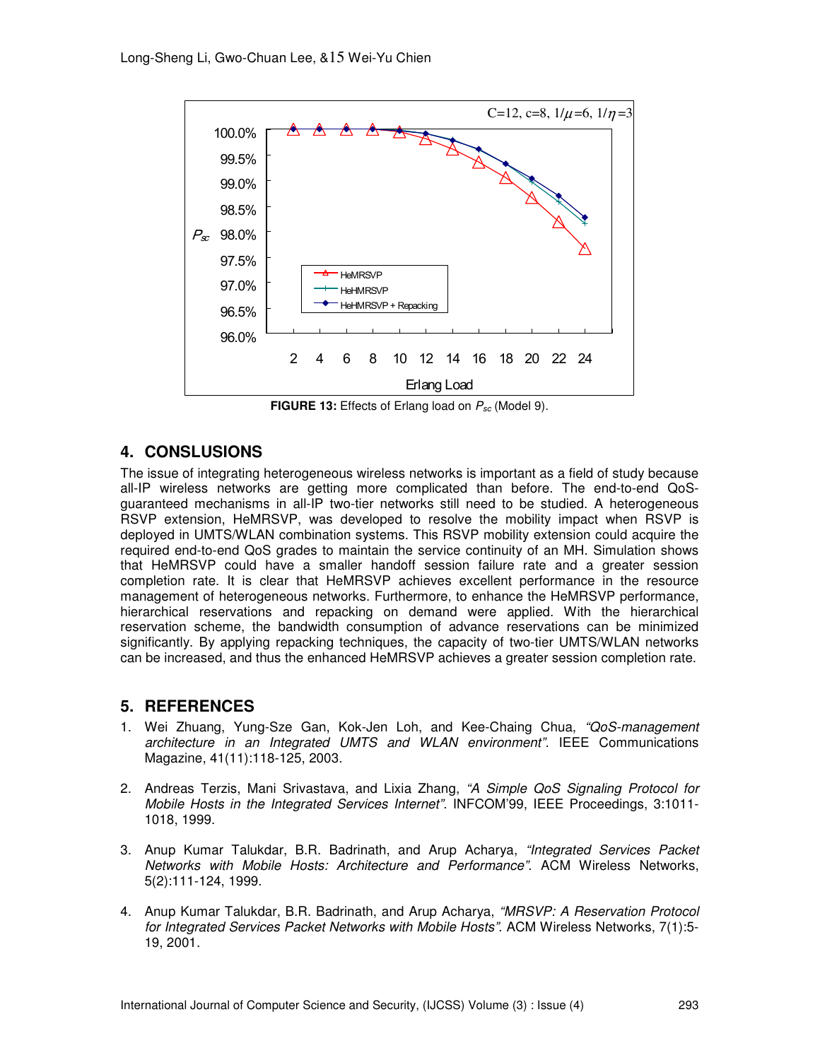**FIGURE 13:** Effects of Erlang load on $P_{sc}$ (Model 9).

## 4. CONSLUSIONS

The issue of integrating heterogeneous wireless networks is important as a field of study because all-IP wireless networks are getting more complicated than before. The end-to-end QoS-guaranteed mechanisms in all-IP two-tier networks still need to be studied. A heterogeneous RSVP extension, HeMRSVP, was developed to resolve the mobility impact when RSVP is deployed in UMTS/WLAN combination systems. This RSVP mobility extension could acquire the required end-to-end QoS grades to maintain the service continuity of an MH. Simulation shows that HeMRSVP could have a smaller handoff session failure rate and a greater session completion rate. It is clear that HeMRSVP achieves excellent performance in the resource management of heterogeneous networks. Furthermore, to enhance the HeMRSVP performance, hierarchical reservations and repacking on demand were applied. With the hierarchical reservation scheme, the bandwidth consumption of advance reservations can be minimized significantly. By applying repacking techniques, the capacity of two-tier UMTS/WLAN networks can be increased, and thus the enhanced HeMRSVP achieves a greater session completion rate.

## 5. REFERENCES

1. Wei Zhuang, Yung-Sze Gan, Kok-Jen Loh, and Kee-Chaing Chua, *"QoS-management architecture in an Integrated UMTS and WLAN environment"*. IEEE Communications Magazine, 41(11):118-125, 2003.

2. Andreas Terzis, Mani Srivastava, and Lixia Zhang, *"A Simple QoS Signaling Protocol for Mobile Hosts in the Integrated Services Internet"*. INFCOM'99, IEEE Proceedings, 3:1011-1018, 1999.

3. Anup Kumar Talukdar, B.R. Badrinath, and Arup Acharya, *"Integrated Services Packet Networks with Mobile Hosts: Architecture and Performance"*. ACM Wireless Networks, 5(2):111-124, 1999.

4. Anup Kumar Talukdar, B.R. Badrinath, and Arup Acharya, *"MRSVP: A Reservation Protocol for Integrated Services Packet Networks with Mobile Hosts"*. ACM Wireless Networks, 7(1):5-19, 2001.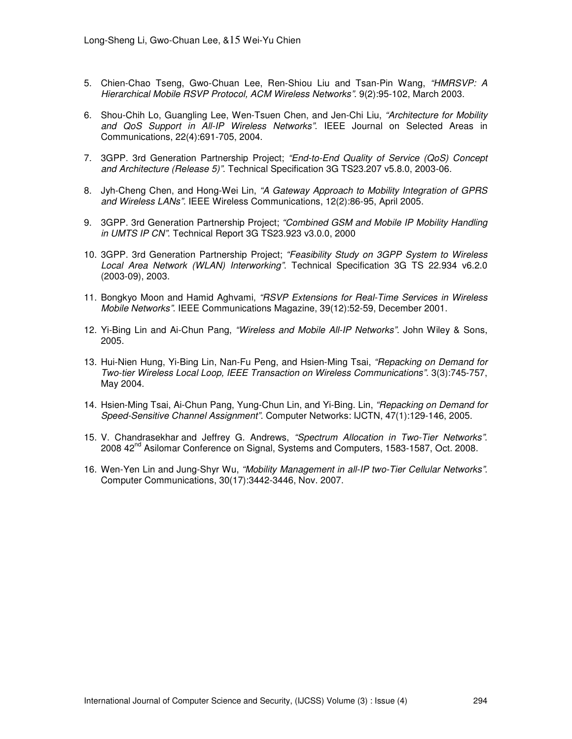5. Chien-Chao Tseng, Gwo-Chuan Lee, Ren-Shiou Liu and Tsan-Pin Wang, *"HMRSVP: A Hierarchical Mobile RSVP Protocol, ACM Wireless Networks"*. 9(2):95-102, March 2003.

6. Shou-Chih Lo, Guangling Lee, Wen-Tsuen Chen, and Jen-Chi Liu, *"Architecture for Mobility and QoS Support in All-IP Wireless Networks"*. IEEE Journal on Selected Areas in Communications, 22(4):691-705, 2004.

7. 3GPP. 3rd Generation Partnership Project; *"End-to-End Quality of Service (QoS) Concept and Architecture (Release 5)"*. Technical Specification 3G TS23.207 v5.8.0, 2003-06.

8. Jyh-Cheng Chen, and Hong-Wei Lin, *"A Gateway Approach to Mobility Integration of GPRS and Wireless LANs"*. IEEE Wireless Communications, 12(2):86-95, April 2005.

9. 3GPP. 3rd Generation Partnership Project; *"Combined GSM and Mobile IP Mobility Handling in UMTS IP CN"*. Technical Report 3G TS23.923 v3.0.0, 2000

10. 3GPP. 3rd Generation Partnership Project; *"Feasibility Study on 3GPP System to Wireless Local Area Network (WLAN) Interworking"*. Technical Specification 3G TS 22.934 v6.2.0 (2003-09), 2003.

11. Bongkyo Moon and Hamid Aghvami, *"RSVP Extensions for Real-Time Services in Wireless Mobile Networks"*. IEEE Communications Magazine, 39(12):52-59, December 2001.

12. Yi-Bing Lin and Ai-Chun Pang, *"Wireless and Mobile All-IP Networks"*. John Wiley & Sons, 2005.

13. Hui-Nien Hung, Yi-Bing Lin, Nan-Fu Peng, and Hsien-Ming Tsai, *"Repacking on Demand for Two-tier Wireless Local Loop, IEEE Transaction on Wireless Communications"*. 3(3):745-757, May 2004.

14. Hsien-Ming Tsai, Ai-Chun Pang, Yung-Chun Lin, and Yi-Bing. Lin, *"Repacking on Demand for Speed-Sensitive Channel Assignment"*. Computer Networks: IJCTN, 47(1):129-146, 2005.

15. V. Chandrasekhar and Jeffrey G. Andrews, *"Spectrum Allocation in Two-Tier Networks"*. 2008 42nd Asilomar Conference on Signal, Systems and Computers, 1583-1587, Oct. 2008.

16. Wen-Yen Lin and Jung-Shyr Wu, *"Mobility Management in all-IP two-Tier Cellular Networks"*. Computer Communications, 30(17):3442-3446, Nov. 2007.